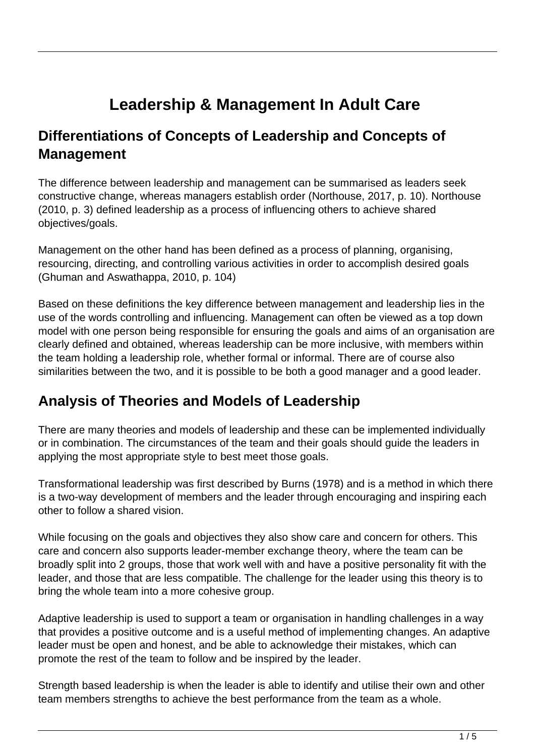# Leadership & Management In Adult Care

## Differentiations of Concepts of Leadership and Concepts of Management

The difference between leadership and management can be summarised as leaders seek constructive change, whereas managers establish order (Northouse, 2017, p. 10). Northouse (2010, p. 3) defined leadership as a process of influencing others to achieve shared objectives/goals.

Management on the other hand has been defined as a process of planning, organising, resourcing, directing, and controlling various activities in order to accomplish desired goals (Ghuman and Aswathappa, 2010, p. 104)

Based on these definitions the key difference between management and leadership lies in the use of the words controlling and influencing. Management can often be viewed as a top down model with one person being responsible for ensuring the goals and aims of an organisation are clearly defined and obtained, whereas leadership can be more inclusive, with members within the team holding a leadership role, whether formal or informal. There are of course also similarities between the two, and it is possible to be both a good manager and a good leader.

## Analysis of Theories and Models of Leadership

There are many theories and models of leadership and these can be implemented individually or in combination. The circumstances of the team and their goals should guide the leaders in applying the most appropriate style to best meet those goals.

Transformational leadership was first described by Burns (1978) and is a method in which there is a two-way development of members and the leader through encouraging and inspiring each other to follow a shared vision.

While focusing on the goals and objectives they also show care and concern for others. This care and concern also supports leader-member exchange theory, where the team can be broadly split into 2 groups, those that work well with and have a positive personality fit with the leader, and those that are less compatible. The challenge for the leader using this theory is to bring the whole team into a more cohesive group.

Adaptive leadership is used to support a team or organisation in handling challenges in a way that provides a positive outcome and is a useful method of implementing changes. An adaptive leader must be open and honest, and be able to acknowledge their mistakes, which can promote the rest of the team to follow and be inspired by the leader.

Strength based leadership is when the leader is able to identify and utilise their own and other team members strengths to achieve the best performance from the team as a whole.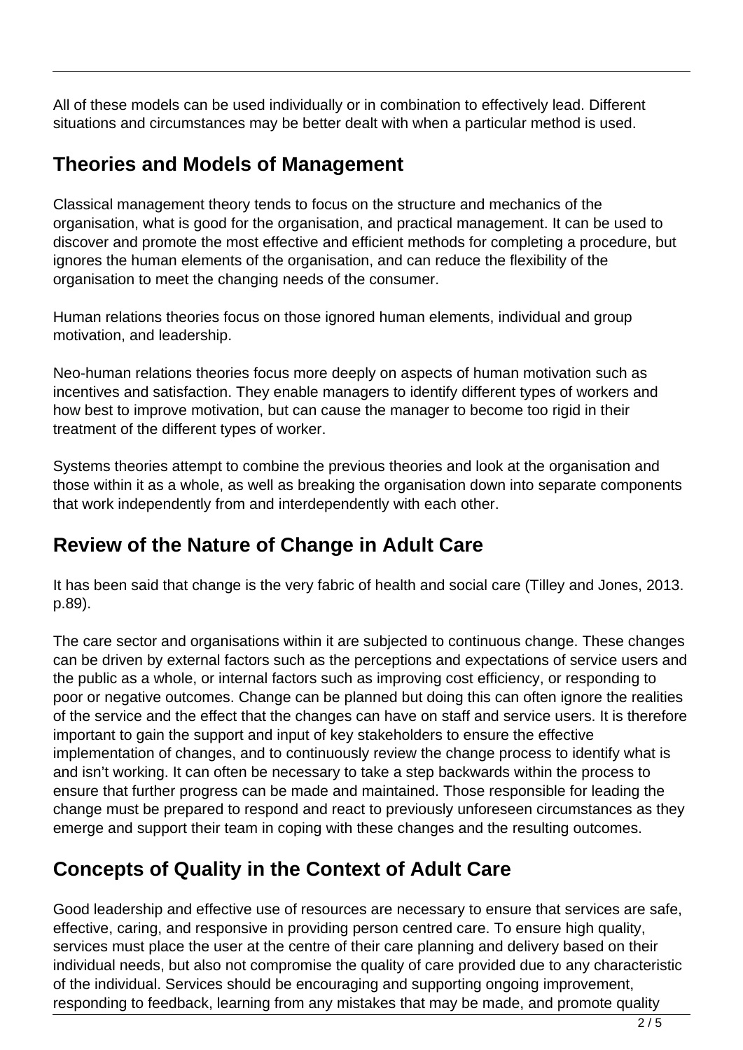All of these models can be used individually or in combination to effectively lead. Different situations and circumstances may be better dealt with when a particular method is used.

## Theories and Models of Management

Classical management theory tends to focus on the structure and mechanics of the organisation, what is good for the organisation, and practical management. It can be used to discover and promote the most effective and efficient methods for completing a procedure, but ignores the human elements of the organisation, and can reduce the flexibility of the organisation to meet the changing needs of the consumer.

Human relations theories focus on those ignored human elements, individual and group motivation, and leadership.

Neo-human relations theories focus more deeply on aspects of human motivation such as incentives and satisfaction. They enable managers to identify different types of workers and how best to improve motivation, but can cause the manager to become too rigid in their treatment of the different types of worker.

Systems theories attempt to combine the previous theories and look at the organisation and those within it as a whole, as well as breaking the organisation down into separate components that work independently from and interdependently with each other.

## Review of the Nature of Change in Adult Care

It has been said that change is the very fabric of health and social care (Tilley and Jones, 2013. p.89).

The care sector and organisations within it are subjected to continuous change. These changes can be driven by external factors such as the perceptions and expectations of service users and the public as a whole, or internal factors such as improving cost efficiency, or responding to poor or negative outcomes. Change can be planned but doing this can often ignore the realities of the service and the effect that the changes can have on staff and service users. It is therefore important to gain the support and input of key stakeholders to ensure the effective implementation of changes, and to continuously review the change process to identify what is and isn't working. It can often be necessary to take a step backwards within the process to ensure that further progress can be made and maintained. Those responsible for leading the change must be prepared to respond and react to previously unforeseen circumstances as they emerge and support their team in coping with these changes and the resulting outcomes.

## Concepts of Quality in the Context of Adult Care

Good leadership and effective use of resources are necessary to ensure that services are safe, effective, caring, and responsive in providing person centred care. To ensure high quality, services must place the user at the centre of their care planning and delivery based on their individual needs, but also not compromise the quality of care provided due to any characteristic of the individual. Services should be encouraging and supporting ongoing improvement, responding to feedback, learning from any mistakes that may be made, and promote quality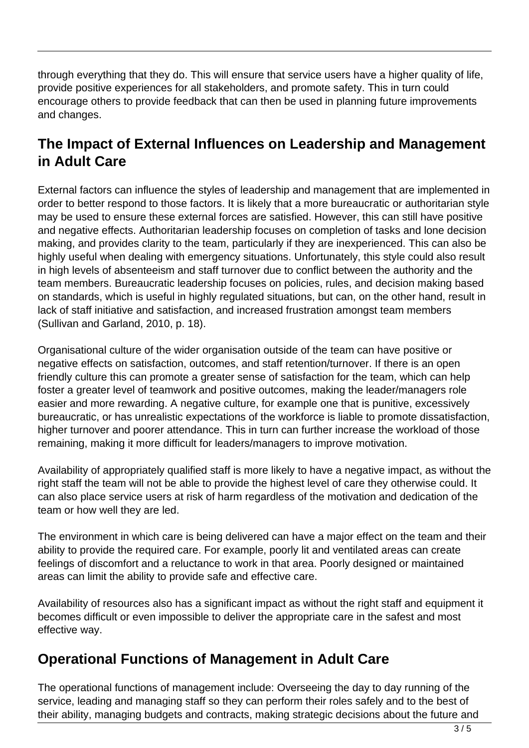through everything that they do. This will ensure that service users have a higher quality of life, provide positive experiences for all stakeholders, and promote safety. This in turn could encourage others to provide feedback that can then be used in planning future improvements and changes.

## The Impact of External Influences on Leadership and Management in Adult Care

External factors can influence the styles of leadership and management that are implemented in order to better respond to those factors. It is likely that a more bureaucratic or authoritarian style may be used to ensure these external forces are satisfied. However, this can still have positive and negative effects. Authoritarian leadership focuses on completion of tasks and lone decision making, and provides clarity to the team, particularly if they are inexperienced. This can also be highly useful when dealing with emergency situations. Unfortunately, this style could also result in high levels of absenteeism and staff turnover due to conflict between the authority and the team members. Bureaucratic leadership focuses on policies, rules, and decision making based on standards, which is useful in highly regulated situations, but can, on the other hand, result in lack of staff initiative and satisfaction, and increased frustration amongst team members (Sullivan and Garland, 2010, p. 18).

Organisational culture of the wider organisation outside of the team can have positive or negative effects on satisfaction, outcomes, and staff retention/turnover. If there is an open friendly culture this can promote a greater sense of satisfaction for the team, which can help foster a greater level of teamwork and positive outcomes, making the leader/managers role easier and more rewarding. A negative culture, for example one that is punitive, excessively bureaucratic, or has unrealistic expectations of the workforce is liable to promote dissatisfaction, higher turnover and poorer attendance. This in turn can further increase the workload of those remaining, making it more difficult for leaders/managers to improve motivation.

Availability of appropriately qualified staff is more likely to have a negative impact, as without the right staff the team will not be able to provide the highest level of care they otherwise could. It can also place service users at risk of harm regardless of the motivation and dedication of the team or how well they are led.

The environment in which care is being delivered can have a major effect on the team and their ability to provide the required care. For example, poorly lit and ventilated areas can create feelings of discomfort and a reluctance to work in that area. Poorly designed or maintained areas can limit the ability to provide safe and effective care.

Availability of resources also has a significant impact as without the right staff and equipment it becomes difficult or even impossible to deliver the appropriate care in the safest and most effective way.

## Operational Functions of Management in Adult Care

The operational functions of management include: Overseeing the day to day running of the service, leading and managing staff so they can perform their roles safely and to the best of their ability, managing budgets and contracts, making strategic decisions about the future and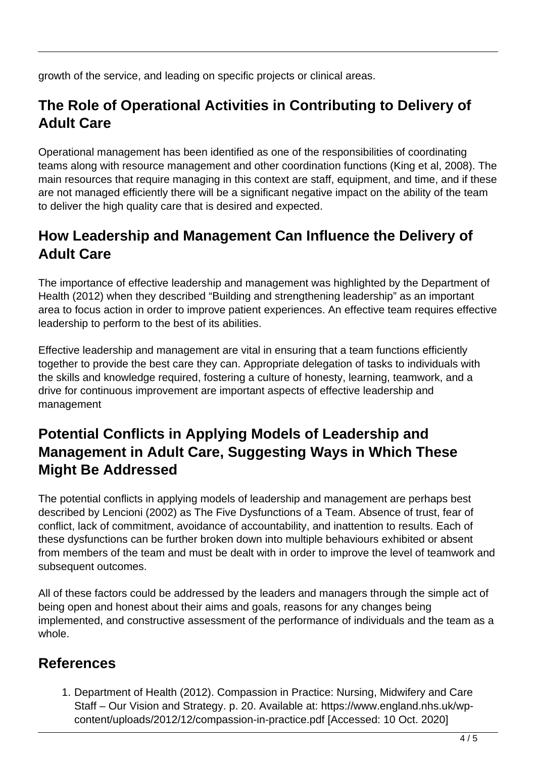growth of the service, and leading on specific projects or clinical areas.

## The Role of Operational Activities in Contributing to Delivery of Adult Care

Operational management has been identified as one of the responsibilities of coordinating teams along with resource management and other coordination functions (King et al, 2008). The main resources that require managing in this context are staff, equipment, and time, and if these are not managed efficiently there will be a significant negative impact on the ability of the team to deliver the high quality care that is desired and expected.

## How Leadership and Management Can Influence the Delivery of Adult Care

The importance of effective leadership and management was highlighted by the Department of Health (2012) when they described "Building and strengthening leadership" as an important area to focus action in order to improve patient experiences. An effective team requires effective leadership to perform to the best of its abilities.

Effective leadership and management are vital in ensuring that a team functions efficiently together to provide the best care they can. Appropriate delegation of tasks to individuals with the skills and knowledge required, fostering a culture of honesty, learning, teamwork, and a drive for continuous improvement are important aspects of effective leadership and management

## Potential Conflicts in Applying Models of Leadership and Management in Adult Care, Suggesting Ways in Which These Might Be Addressed

The potential conflicts in applying models of leadership and management are perhaps best described by Lencioni (2002) as The Five Dysfunctions of a Team. Absence of trust, fear of conflict, lack of commitment, avoidance of accountability, and inattention to results. Each of these dysfunctions can be further broken down into multiple behaviours exhibited or absent from members of the team and must be dealt with in order to improve the level of teamwork and subsequent outcomes.

All of these factors could be addressed by the leaders and managers through the simple act of being open and honest about their aims and goals, reasons for any changes being implemented, and constructive assessment of the performance of individuals and the team as a whole.

## References

1. Department of Health (2012). Compassion in Practice: Nursing, Midwifery and Care Staff – Our Vision and Strategy. p. 20. Available at: https://www.england.nhs.uk/wp-content/uploads/2012/12/compassion-in-practice.pdf [Accessed: 10 Oct. 2020]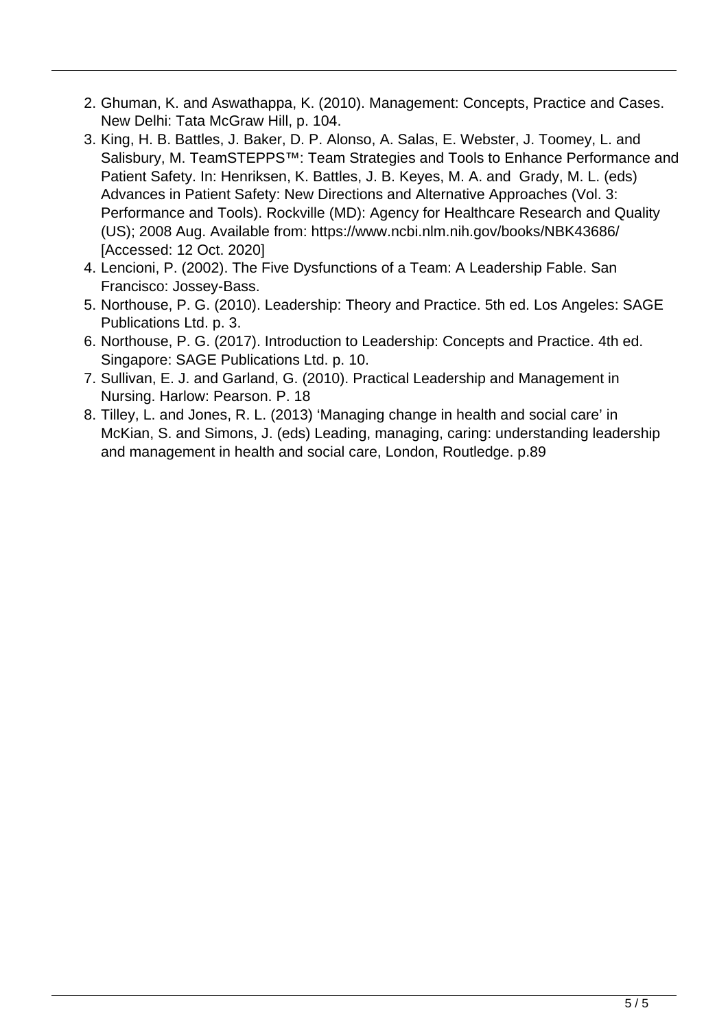2. Ghuman, K. and Aswathappa, K. (2010). Management: Concepts, Practice and Cases. New Delhi: Tata McGraw Hill, p. 104.
3. King, H. B. Battles, J. Baker, D. P. Alonso, A. Salas, E. Webster, J. Toomey, L. and Salisbury, M. TeamSTEPPS™: Team Strategies and Tools to Enhance Performance and Patient Safety. In: Henriksen, K. Battles, J. B. Keyes, M. A. and Grady, M. L. (eds) Advances in Patient Safety: New Directions and Alternative Approaches (Vol. 3: Performance and Tools). Rockville (MD): Agency for Healthcare Research and Quality (US); 2008 Aug. Available from: https://www.ncbi.nlm.nih.gov/books/NBK43686/ [Accessed: 12 Oct. 2020]
4. Lencioni, P. (2002). The Five Dysfunctions of a Team: A Leadership Fable. San Francisco: Jossey-Bass.
5. Northouse, P. G. (2010). Leadership: Theory and Practice. 5th ed. Los Angeles: SAGE Publications Ltd. p. 3.
6. Northouse, P. G. (2017). Introduction to Leadership: Concepts and Practice. 4th ed. Singapore: SAGE Publications Ltd. p. 10.
7. Sullivan, E. J. and Garland, G. (2010). Practical Leadership and Management in Nursing. Harlow: Pearson. P. 18
8. Tilley, L. and Jones, R. L. (2013) 'Managing change in health and social care' in McKian, S. and Simons, J. (eds) Leading, managing, caring: understanding leadership and management in health and social care, London, Routledge. p.89